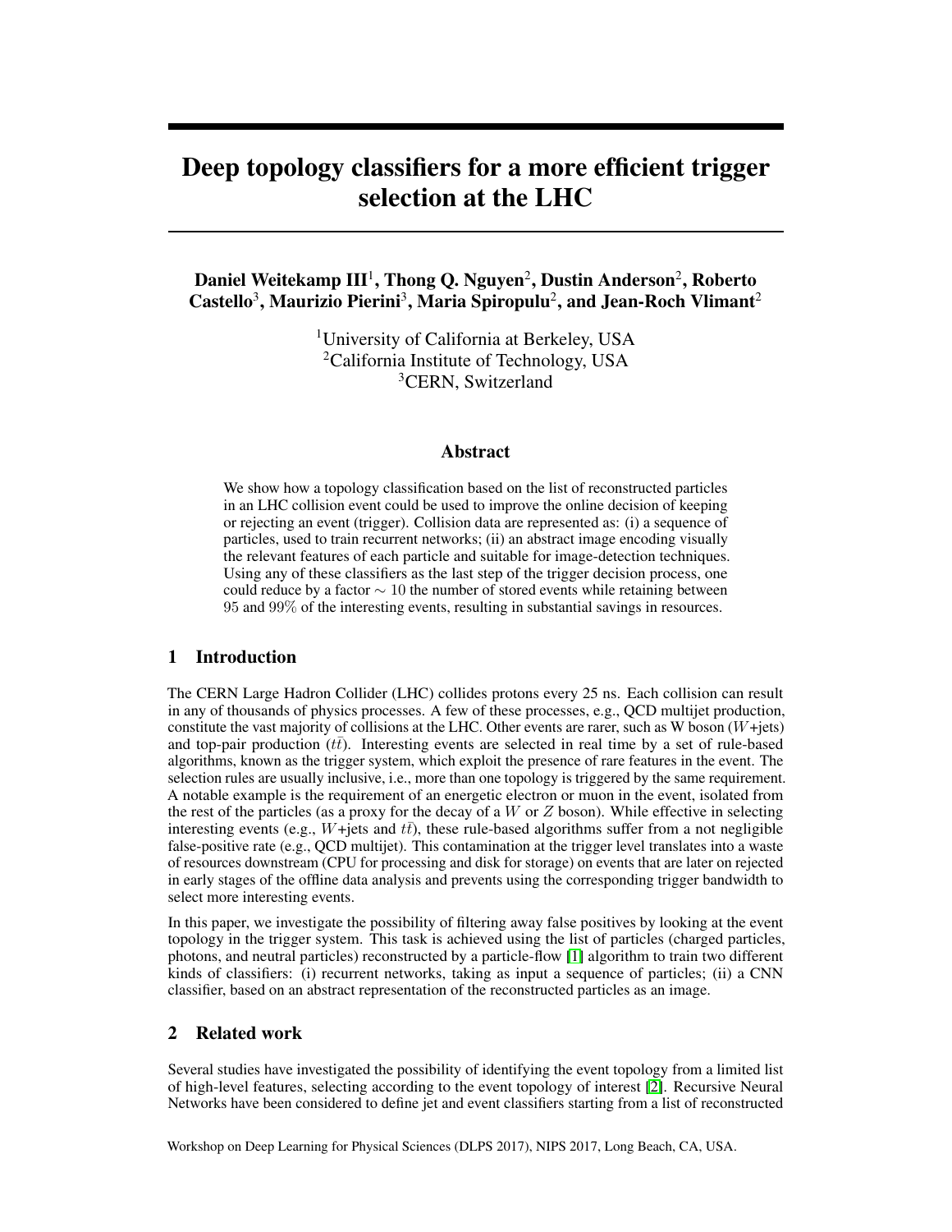# Deep topology classifiers for a more efficient trigger selection at the LHC

**Daniel Weitekamp III**[1], **Thong Q. Nguyen**[2], **Dustin Anderson**[2], **Roberto Castello**[3], **Maurizio Pierini**[3], **Maria Spiropulu**[2], **and Jean-Roch Vlimant**[2]

[1]University of California at Berkeley, USA
[2]California Institute of Technology, USA
[3]CERN, Switzerland

## Abstract

We show how a topology classification based on the list of reconstructed particles in an LHC collision event could be used to improve the online decision of keeping or rejecting an event (trigger). Collision data are represented as: (i) a sequence of particles, used to train recurrent networks; (ii) an abstract image encoding visually the relevant features of each particle and suitable for image-detection techniques. Using any of these classifiers as the last step of the trigger decision process, one could reduce by a factor $\sim 10$ the number of stored events while retaining between 95 and 99% of the interesting events, resulting in substantial savings in resources.

## 1 Introduction

The CERN Large Hadron Collider (LHC) collides protons every 25 ns. Each collision can result in any of thousands of physics processes. A few of these processes, e.g., QCD multijet production, constitute the vast majority of collisions at the LHC. Other events are rarer, such as W boson ($W$+jets) and top-pair production ($t\bar{t}$). Interesting events are selected in real time by a set of rule-based algorithms, known as the trigger system, which exploit the presence of rare features in the event. The selection rules are usually inclusive, i.e., more than one topology is triggered by the same requirement. A notable example is the requirement of an energetic electron or muon in the event, isolated from the rest of the particles (as a proxy for the decay of a $W$ or $Z$ boson). While effective in selecting interesting events (e.g., $W$+jets and $t\bar{t}$), these rule-based algorithms suffer from a not negligible false-positive rate (e.g., QCD multijet). This contamination at the trigger level translates into a waste of resources downstream (CPU for processing and disk for storage) on events that are later on rejected in early stages of the offline data analysis and prevents using the corresponding trigger bandwidth to select more interesting events.

In this paper, we investigate the possibility of filtering away false positives by looking at the event topology in the trigger system. This task is achieved using the list of particles (charged particles, photons, and neutral particles) reconstructed by a particle-flow [1] algorithm to train two different kinds of classifiers: (i) recurrent networks, taking as input a sequence of particles; (ii) a CNN classifier, based on an abstract representation of the reconstructed particles as an image.

## 2 Related work

Several studies have investigated the possibility of identifying the event topology from a limited list of high-level features, selecting according to the event topology of interest [2]. Recursive Neural Networks have been considered to define jet and event classifiers starting from a list of reconstructed

Workshop on Deep Learning for Physical Sciences (DLPS 2017), NIPS 2017, Long Beach, CA, USA.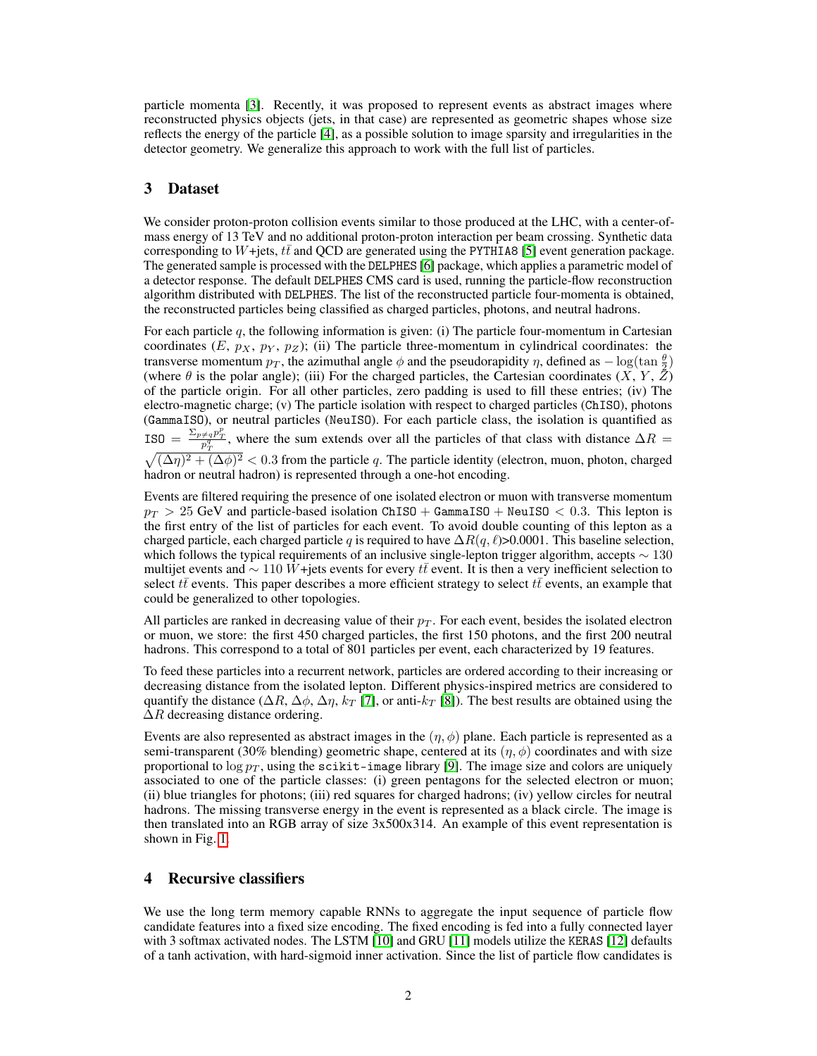particle momenta [3]. Recently, it was proposed to represent events as abstract images where reconstructed physics objects (jets, in that case) are represented as geometric shapes whose size reflects the energy of the particle [4], as a possible solution to image sparsity and irregularities in the detector geometry. We generalize this approach to work with the full list of particles.

## 3 Dataset

We consider proton-proton collision events similar to those produced at the LHC, with a center-of-mass energy of 13 TeV and no additional proton-proton interaction per beam crossing. Synthetic data corresponding to $W$+jets, $t\bar{t}$ and QCD are generated using the PYTHIA8 [5] event generation package. The generated sample is processed with the DELPHES [6] package, which applies a parametric model of a detector response. The default DELPHES CMS card is used, running the particle-flow reconstruction algorithm distributed with DELPHES. The list of the reconstructed particle four-momenta is obtained, the reconstructed particles being classified as charged particles, photons, and neutral hadrons.

For each particle $q$, the following information is given: (i) The particle four-momentum in Cartesian coordinates ($E$, $p_X$, $p_Y$, $p_Z$); (ii) The particle three-momentum in cylindrical coordinates: the transverse momentum $p_T$, the azimuthal angle $\phi$ and the pseudorapidity $\eta$, defined as $-\log(\tan\frac{\theta}{2})$ (where $\theta$ is the polar angle); (iii) For the charged particles, the Cartesian coordinates ($X$, $Y$, $Z$) of the particle origin. For all other particles, zero padding is used to fill these entries; (iv) The electro-magnetic charge; (v) The particle isolation with respect to charged particles (ChISO), photons (GammaISO), or neutral particles (NeuISO). For each particle class, the isolation is quantified as $\texttt{ISO} = \frac{\Sigma_{p\neq q} p_T^p}{p_T^q}$, where the sum extends over all the particles of that class with distance $\Delta R = \sqrt{(\Delta\eta)^2 + (\Delta\phi)^2} < 0.3$ from the particle $q$. The particle identity (electron, muon, photon, charged hadron or neutral hadron) is represented through a one-hot encoding.

Events are filtered requiring the presence of one isolated electron or muon with transverse momentum $p_T > 25$ GeV and particle-based isolation $\texttt{ChISO} + \texttt{GammaISO} + \texttt{NeuISO} < 0.3$. This lepton is the first entry of the list of particles for each event. To avoid double counting of this lepton as a charged particle, each charged particle $q$ is required to have $\Delta R(q, \ell)$>0.0001. This baseline selection, which follows the typical requirements of an inclusive single-lepton trigger algorithm, accepts $\sim 130$ multijet events and $\sim 110$ $W$+jets events for every $t\bar{t}$ event. It is then a very inefficient selection to select $t\bar{t}$ events. This paper describes a more efficient strategy to select $t\bar{t}$ events, an example that could be generalized to other topologies.

All particles are ranked in decreasing value of their $p_T$. For each event, besides the isolated electron or muon, we store: the first 450 charged particles, the first 150 photons, and the first 200 neutral hadrons. This correspond to a total of 801 particles per event, each characterized by 19 features.

To feed these particles into a recurrent network, particles are ordered according to their increasing or decreasing distance from the isolated lepton. Different physics-inspired metrics are considered to quantify the distance ($\Delta R$, $\Delta\phi$, $\Delta\eta$, $k_T$ [7], or anti-$k_T$ [8]). The best results are obtained using the $\Delta R$ decreasing distance ordering.

Events are also represented as abstract images in the $(\eta, \phi)$ plane. Each particle is represented as a semi-transparent (30% blending) geometric shape, centered at its $(\eta, \phi)$ coordinates and with size proportional to $\log p_T$, using the scikit-image library [9]. The image size and colors are uniquely associated to one of the particle classes: (i) green pentagons for the selected electron or muon; (ii) blue triangles for photons; (iii) red squares for charged hadrons; (iv) yellow circles for neutral hadrons. The missing transverse energy in the event is represented as a black circle. The image is then translated into an RGB array of size 3x500x314. An example of this event representation is shown in Fig. 1.

## 4 Recursive classifiers

We use the long term memory capable RNNs to aggregate the input sequence of particle flow candidate features into a fixed size encoding. The fixed encoding is fed into a fully connected layer with 3 softmax activated nodes. The LSTM [10] and GRU [11] models utilize the KERAS [12] defaults of a tanh activation, with hard-sigmoid inner activation. Since the list of particle flow candidates is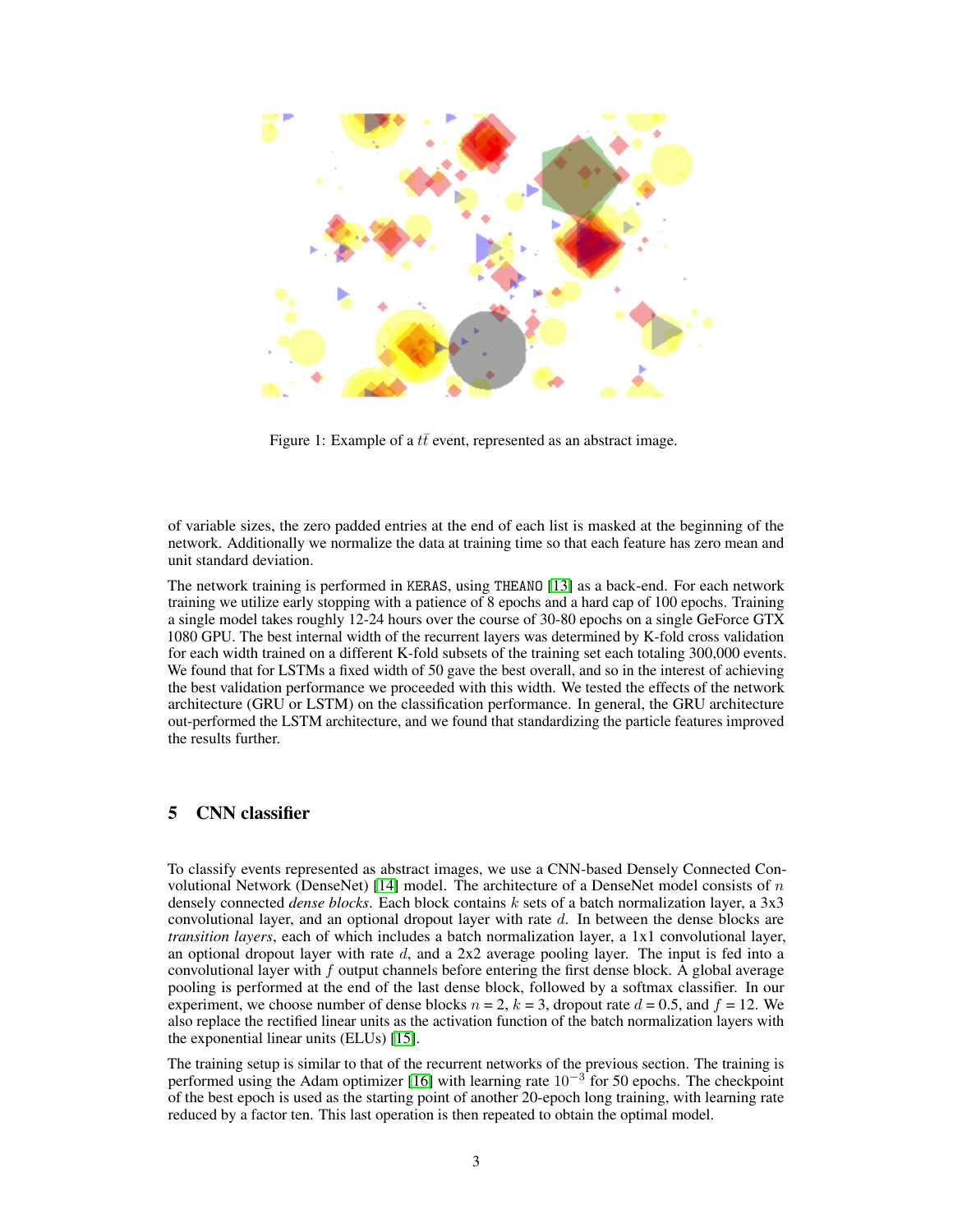Figure 1: Example of a $t\bar{t}$ event, represented as an abstract image.

of variable sizes, the zero padded entries at the end of each list is masked at the beginning of the network. Additionally we normalize the data at training time so that each feature has zero mean and unit standard deviation.

The network training is performed in KERAS, using THEANO [13] as a back-end. For each network training we utilize early stopping with a patience of 8 epochs and a hard cap of 100 epochs. Training a single model takes roughly 12-24 hours over the course of 30-80 epochs on a single GeForce GTX 1080 GPU. The best internal width of the recurrent layers was determined by K-fold cross validation for each width trained on a different K-fold subsets of the training set each totaling 300,000 events. We found that for LSTMs a fixed width of 50 gave the best overall, and so in the interest of achieving the best validation performance we proceeded with this width. We tested the effects of the network architecture (GRU or LSTM) on the classification performance. In general, the GRU architecture out-performed the LSTM architecture, and we found that standardizing the particle features improved the results further.

## 5 CNN classifier

To classify events represented as abstract images, we use a CNN-based Densely Connected Convolutional Network (DenseNet) [14] model. The architecture of a DenseNet model consists of $n$ densely connected *dense blocks*. Each block contains $k$ sets of a batch normalization layer, a 3x3 convolutional layer, and an optional dropout layer with rate $d$. In between the dense blocks are *transition layers*, each of which includes a batch normalization layer, a 1x1 convolutional layer, an optional dropout layer with rate $d$, and a 2x2 average pooling layer. The input is fed into a convolutional layer with $f$ output channels before entering the first dense block. A global average pooling is performed at the end of the last dense block, followed by a softmax classifier. In our experiment, we choose number of dense blocks $n$ = 2, $k$ = 3, dropout rate $d$ = 0.5, and $f$ = 12. We also replace the rectified linear units as the activation function of the batch normalization layers with the exponential linear units (ELUs) [15].

The training setup is similar to that of the recurrent networks of the previous section. The training is performed using the Adam optimizer [16] with learning rate $10^{-3}$ for 50 epochs. The checkpoint of the best epoch is used as the starting point of another 20-epoch long training, with learning rate reduced by a factor ten. This last operation is then repeated to obtain the optimal model.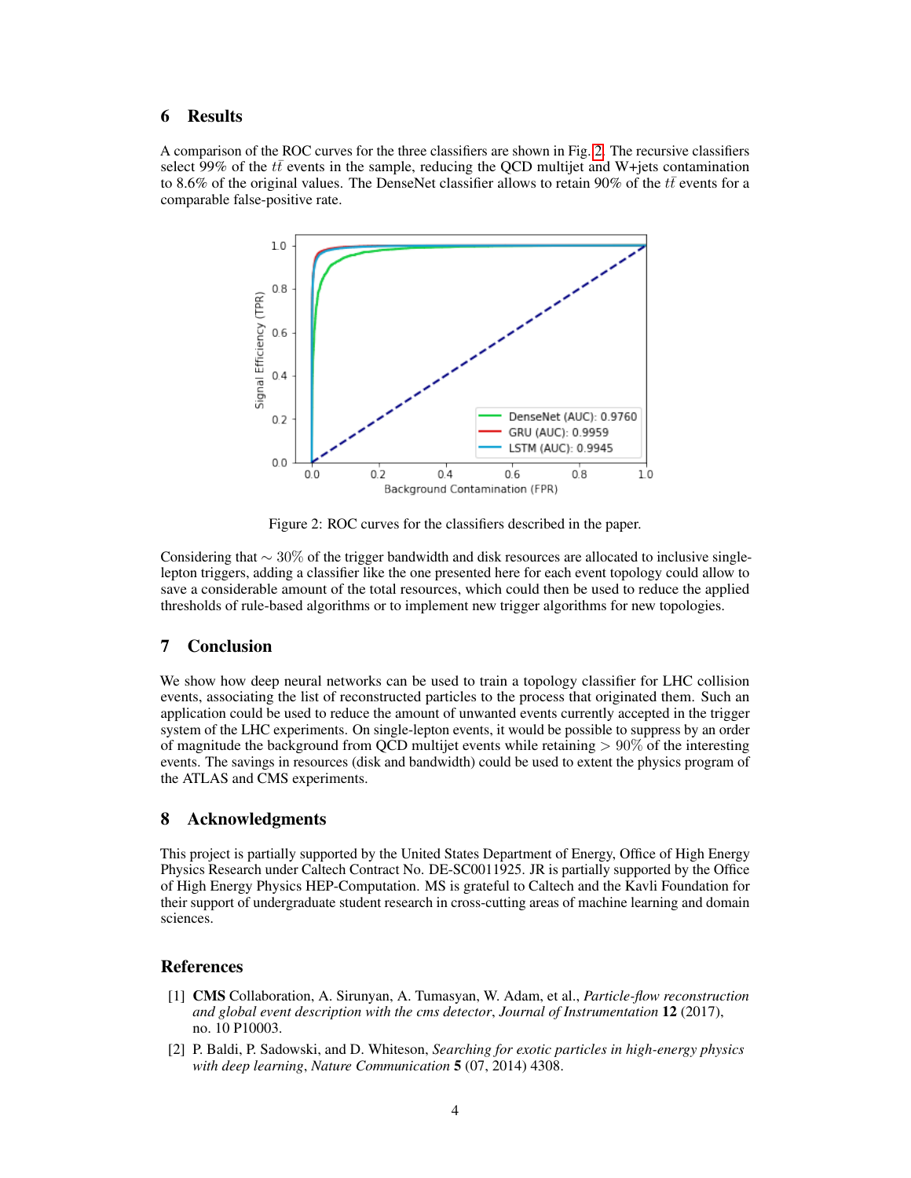## 6 Results

A comparison of the ROC curves for the three classifiers are shown in Fig. 2. The recursive classifiers select 99% of the $t\bar{t}$ events in the sample, reducing the QCD multijet and W+jets contamination to 8.6% of the original values. The DenseNet classifier allows to retain 90% of the $t\bar{t}$ events for a comparable false-positive rate.

Signal Efficiency (TPR)
1.0
0.8
0.6
0.4
0.2
0.0
0.0
0.2
0.4
0.6
0.8
1.0
Background Contamination (FPR)
DenseNet (AUC): 0.9760
GRU (AUC): 0.9959
LSTM (AUC): 0.9945

Figure 2: ROC curves for the classifiers described in the paper.

Considering that $\sim 30\%$ of the trigger bandwidth and disk resources are allocated to inclusive single-lepton triggers, adding a classifier like the one presented here for each event topology could allow to save a considerable amount of the total resources, which could then be used to reduce the applied thresholds of rule-based algorithms or to implement new trigger algorithms for new topologies.

## 7 Conclusion

We show how deep neural networks can be used to train a topology classifier for LHC collision events, associating the list of reconstructed particles to the process that originated them. Such an application could be used to reduce the amount of unwanted events currently accepted in the trigger system of the LHC experiments. On single-lepton events, it would be possible to suppress by an order of magnitude the background from QCD multijet events while retaining $> 90\%$ of the interesting events. The savings in resources (disk and bandwidth) could be used to extent the physics program of the ATLAS and CMS experiments.

## 8 Acknowledgments

This project is partially supported by the United States Department of Energy, Office of High Energy Physics Research under Caltech Contract No. DE-SC0011925. JR is partially supported by the Office of High Energy Physics HEP-Computation. MS is grateful to Caltech and the Kavli Foundation for their support of undergraduate student research in cross-cutting areas of machine learning and domain sciences.

## References

[1] **CMS** Collaboration, A. Sirunyan, A. Tumasyan, W. Adam, et al., *Particle-flow reconstruction and global event description with the cms detector*, *Journal of Instrumentation* **12** (2017), no. 10 P10003.

[2] P. Baldi, P. Sadowski, and D. Whiteson, *Searching for exotic particles in high-energy physics with deep learning*, *Nature Communication* **5** (07, 2014) 4308.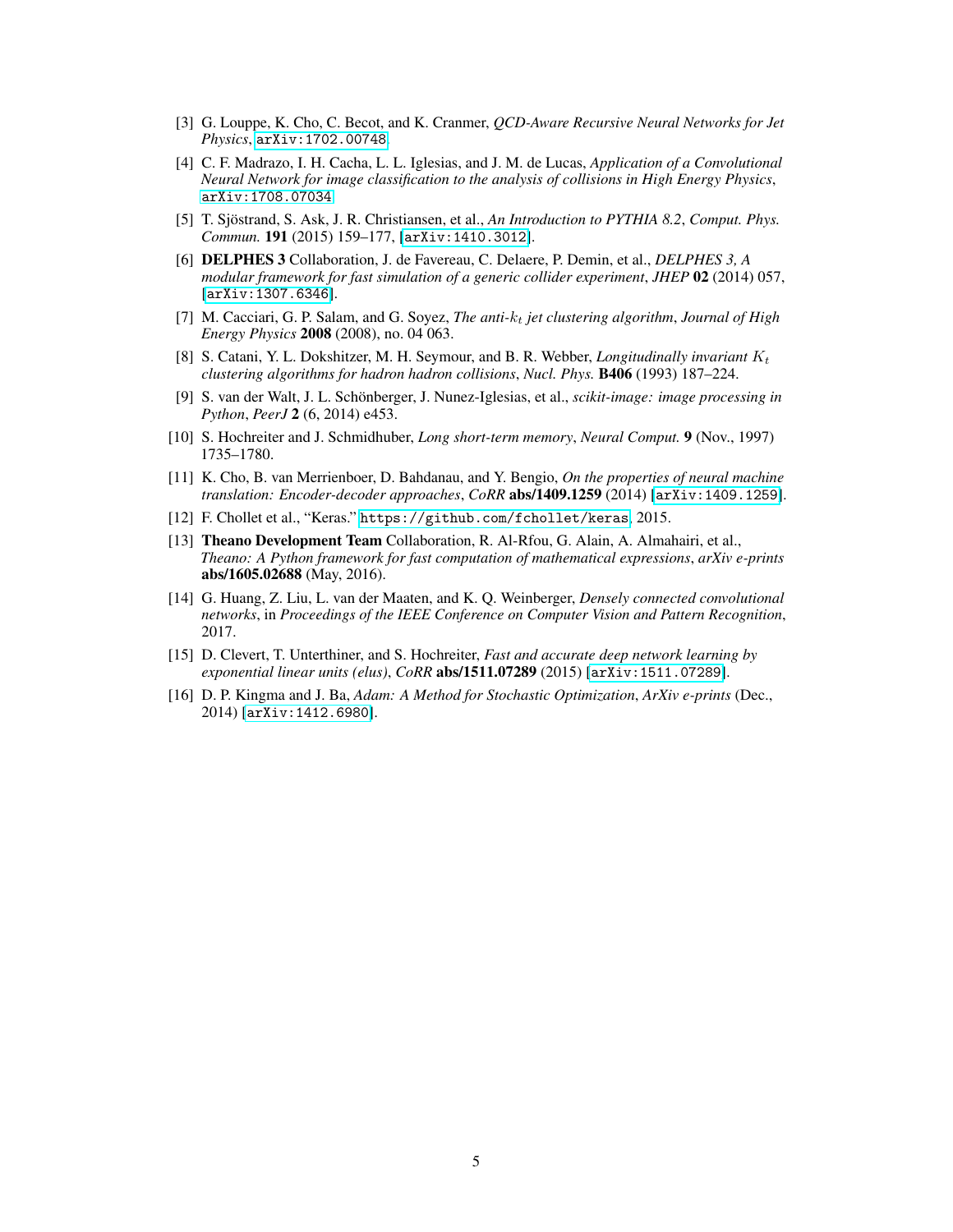[3] G. Louppe, K. Cho, C. Becot, and K. Cranmer, *QCD-Aware Recursive Neural Networks for Jet Physics*, `arXiv:1702.00748`.

[4] C. F. Madrazo, I. H. Cacha, L. L. Iglesias, and J. M. de Lucas, *Application of a Convolutional Neural Network for image classification to the analysis of collisions in High Energy Physics*, `arXiv:1708.07034`.

[5] T. Sjöstrand, S. Ask, J. R. Christiansen, et al., *An Introduction to PYTHIA 8.2*, *Comput. Phys. Commun.* **191** (2015) 159–177, [`arXiv:1410.3012`].

[6] **DELPHES 3** Collaboration, J. de Favereau, C. Delaere, P. Demin, et al., *DELPHES 3, A modular framework for fast simulation of a generic collider experiment*, *JHEP* **02** (2014) 057, [`arXiv:1307.6346`].

[7] M. Cacciari, G. P. Salam, and G. Soyez, *The anti-$k_t$ jet clustering algorithm*, *Journal of High Energy Physics* **2008** (2008), no. 04 063.

[8] S. Catani, Y. L. Dokshitzer, M. H. Seymour, and B. R. Webber, *Longitudinally invariant $K_t$ clustering algorithms for hadron hadron collisions*, *Nucl. Phys.* **B406** (1993) 187–224.

[9] S. van der Walt, J. L. Schönberger, J. Nunez-Iglesias, et al., *scikit-image: image processing in Python*, *PeerJ* **2** (6, 2014) e453.

[10] S. Hochreiter and J. Schmidhuber, *Long short-term memory*, *Neural Comput.* **9** (Nov., 1997) 1735–1780.

[11] K. Cho, B. van Merrienboer, D. Bahdanau, and Y. Bengio, *On the properties of neural machine translation: Encoder-decoder approaches*, *CoRR* **abs/1409.1259** (2014) [`arXiv:1409.1259`].

[12] F. Chollet et al., "Keras." `https://github.com/fchollet/keras`, 2015.

[13] **Theano Development Team** Collaboration, R. Al-Rfou, G. Alain, A. Almahairi, et al., *Theano: A Python framework for fast computation of mathematical expressions*, *arXiv e-prints* **abs/1605.02688** (May, 2016).

[14] G. Huang, Z. Liu, L. van der Maaten, and K. Q. Weinberger, *Densely connected convolutional networks*, in *Proceedings of the IEEE Conference on Computer Vision and Pattern Recognition*, 2017.

[15] D. Clevert, T. Unterthiner, and S. Hochreiter, *Fast and accurate deep network learning by exponential linear units (elus)*, *CoRR* **abs/1511.07289** (2015) [`arXiv:1511.07289`].

[16] D. P. Kingma and J. Ba, *Adam: A Method for Stochastic Optimization*, *ArXiv e-prints* (Dec., 2014) [`arXiv:1412.6980`].